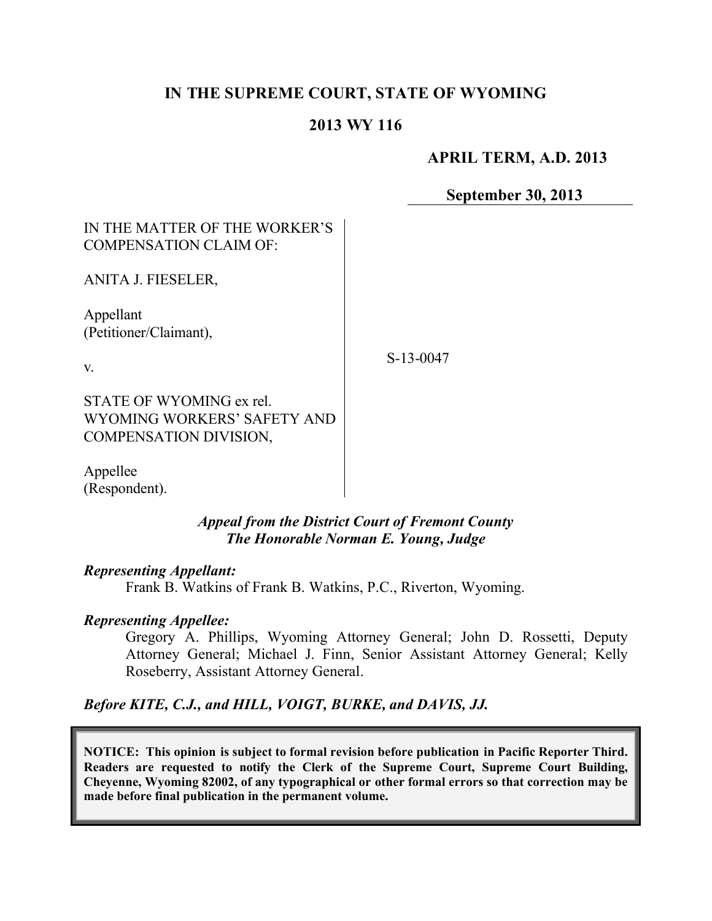**IN THE SUPREME COURT, STATE OF WYOMING**

**2013 WY 116**

**APRIL TERM, A.D. 2013**

**September 30, 2013**

IN THE MATTER OF THE WORKER'S COMPENSATION CLAIM OF:

ANITA J. FIESELER,

Appellant (Petitioner/Claimant),

v.

STATE OF WYOMING ex rel. WYOMING WORKERS' SAFETY AND COMPENSATION DIVISION,

Appellee (Respondent).

S-13-0047

***Appeal from the District Court of Fremont County***
***The Honorable Norman E. Young, Judge***

***Representing Appellant:***

Frank B. Watkins of Frank B. Watkins, P.C., Riverton, Wyoming.

***Representing Appellee:***

Gregory A. Phillips, Wyoming Attorney General; John D. Rossetti, Deputy Attorney General; Michael J. Finn, Senior Assistant Attorney General; Kelly Roseberry, Assistant Attorney General.

***Before KITE, C.J., and HILL, VOIGT, BURKE, and DAVIS, JJ.***

**NOTICE: This opinion is subject to formal revision before publication in Pacific Reporter Third. Readers are requested to notify the Clerk of the Supreme Court, Supreme Court Building, Cheyenne, Wyoming 82002, of any typographical or other formal errors so that correction may be made before final publication in the permanent volume.**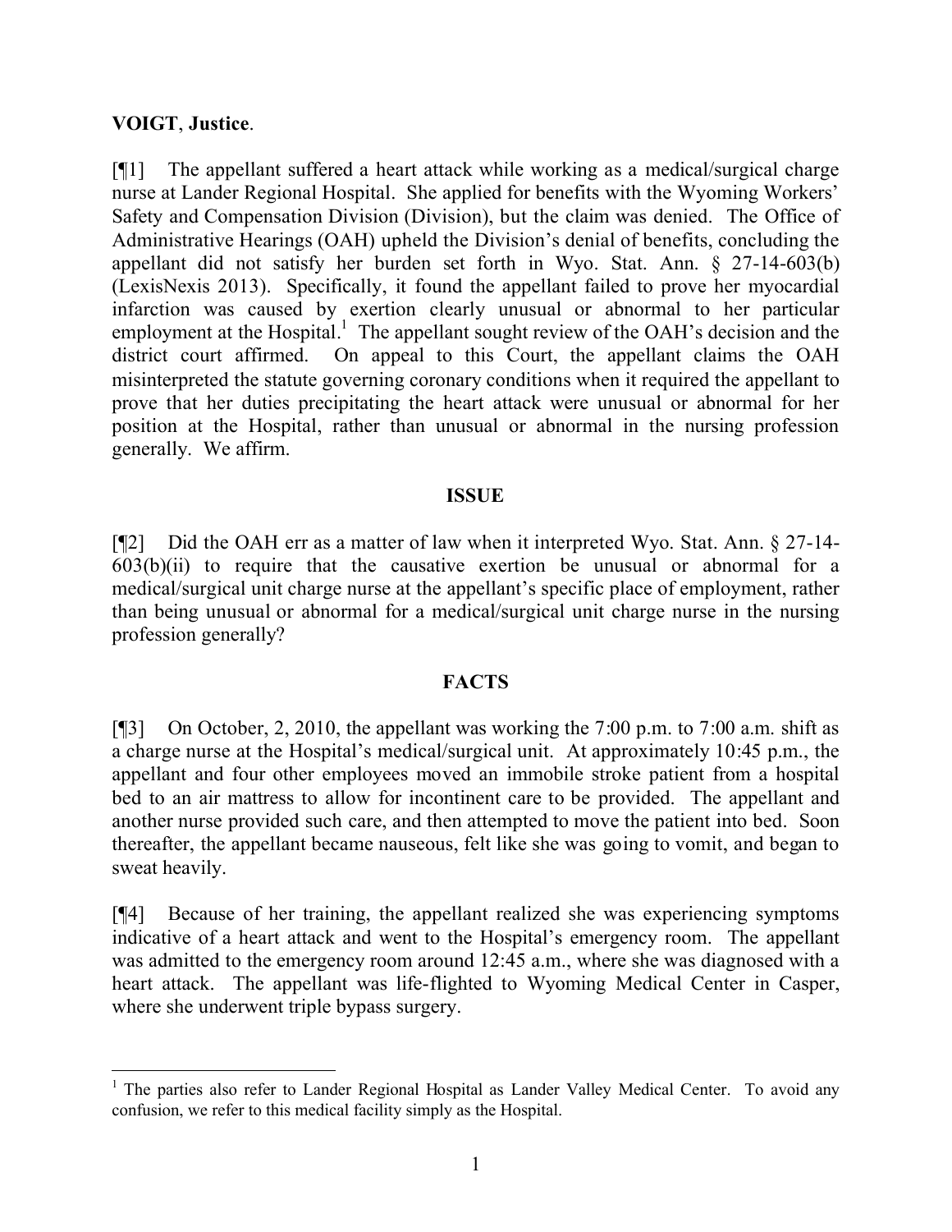**VOIGT**, **Justice**.

[¶1] The appellant suffered a heart attack while working as a medical/surgical charge nurse at Lander Regional Hospital. She applied for benefits with the Wyoming Workers' Safety and Compensation Division (Division), but the claim was denied. The Office of Administrative Hearings (OAH) upheld the Division's denial of benefits, concluding the appellant did not satisfy her burden set forth in Wyo. Stat. Ann. § 27-14-603(b) (LexisNexis 2013). Specifically, it found the appellant failed to prove her myocardial infarction was caused by exertion clearly unusual or abnormal to her particular employment at the Hospital.[1] The appellant sought review of the OAH's decision and the district court affirmed. On appeal to this Court, the appellant claims the OAH misinterpreted the statute governing coronary conditions when it required the appellant to prove that her duties precipitating the heart attack were unusual or abnormal for her position at the Hospital, rather than unusual or abnormal in the nursing profession generally. We affirm.

## ISSUE

[¶2] Did the OAH err as a matter of law when it interpreted Wyo. Stat. Ann. § 27-14-603(b)(ii) to require that the causative exertion be unusual or abnormal for a medical/surgical unit charge nurse at the appellant's specific place of employment, rather than being unusual or abnormal for a medical/surgical unit charge nurse in the nursing profession generally?

## FACTS

[¶3] On October, 2, 2010, the appellant was working the 7:00 p.m. to 7:00 a.m. shift as a charge nurse at the Hospital's medical/surgical unit. At approximately 10:45 p.m., the appellant and four other employees moved an immobile stroke patient from a hospital bed to an air mattress to allow for incontinent care to be provided. The appellant and another nurse provided such care, and then attempted to move the patient into bed. Soon thereafter, the appellant became nauseous, felt like she was going to vomit, and began to sweat heavily.

[¶4] Because of her training, the appellant realized she was experiencing symptoms indicative of a heart attack and went to the Hospital's emergency room. The appellant was admitted to the emergency room around 12:45 a.m., where she was diagnosed with a heart attack. The appellant was life-flighted to Wyoming Medical Center in Casper, where she underwent triple bypass surgery.

---

[1] The parties also refer to Lander Regional Hospital as Lander Valley Medical Center. To avoid any confusion, we refer to this medical facility simply as the Hospital.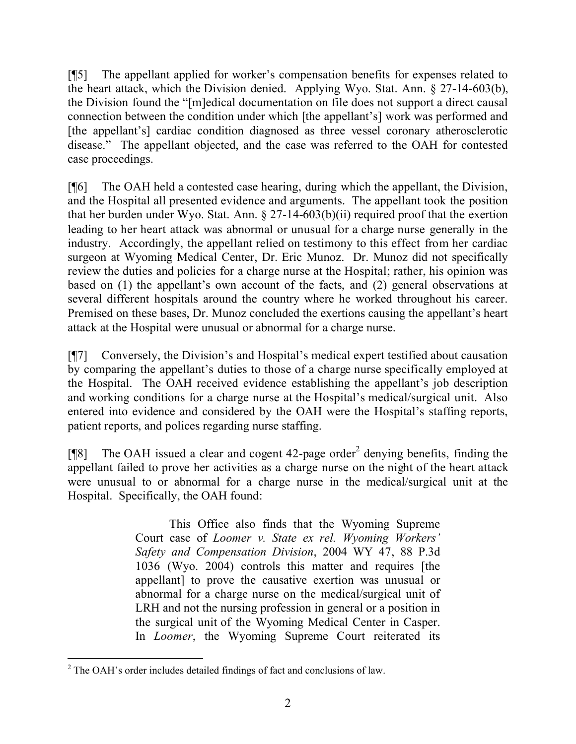[¶5] The appellant applied for worker's compensation benefits for expenses related to the heart attack, which the Division denied. Applying Wyo. Stat. Ann. § 27-14-603(b), the Division found the "[m]edical documentation on file does not support a direct causal connection between the condition under which [the appellant's] work was performed and [the appellant's] cardiac condition diagnosed as three vessel coronary atherosclerotic disease." The appellant objected, and the case was referred to the OAH for contested case proceedings.

[¶6] The OAH held a contested case hearing, during which the appellant, the Division, and the Hospital all presented evidence and arguments. The appellant took the position that her burden under Wyo. Stat. Ann. § 27-14-603(b)(ii) required proof that the exertion leading to her heart attack was abnormal or unusual for a charge nurse generally in the industry. Accordingly, the appellant relied on testimony to this effect from her cardiac surgeon at Wyoming Medical Center, Dr. Eric Munoz. Dr. Munoz did not specifically review the duties and policies for a charge nurse at the Hospital; rather, his opinion was based on (1) the appellant's own account of the facts, and (2) general observations at several different hospitals around the country where he worked throughout his career. Premised on these bases, Dr. Munoz concluded the exertions causing the appellant's heart attack at the Hospital were unusual or abnormal for a charge nurse.

[¶7] Conversely, the Division's and Hospital's medical expert testified about causation by comparing the appellant's duties to those of a charge nurse specifically employed at the Hospital. The OAH received evidence establishing the appellant's job description and working conditions for a charge nurse at the Hospital's medical/surgical unit. Also entered into evidence and considered by the OAH were the Hospital's staffing reports, patient reports, and polices regarding nurse staffing.

[¶8] The OAH issued a clear and cogent 42-page order[2] denying benefits, finding the appellant failed to prove her activities as a charge nurse on the night of the heart attack were unusual to or abnormal for a charge nurse in the medical/surgical unit at the Hospital. Specifically, the OAH found:

> This Office also finds that the Wyoming Supreme Court case of *Loomer v. State ex rel. Wyoming Workers' Safety and Compensation Division*, 2004 WY 47, 88 P.3d 1036 (Wyo. 2004) controls this matter and requires [the appellant] to prove the causative exertion was unusual or abnormal for a charge nurse on the medical/surgical unit of LRH and not the nursing profession in general or a position in the surgical unit of the Wyoming Medical Center in Casper. In *Loomer*, the Wyoming Supreme Court reiterated its

[2] The OAH's order includes detailed findings of fact and conclusions of law.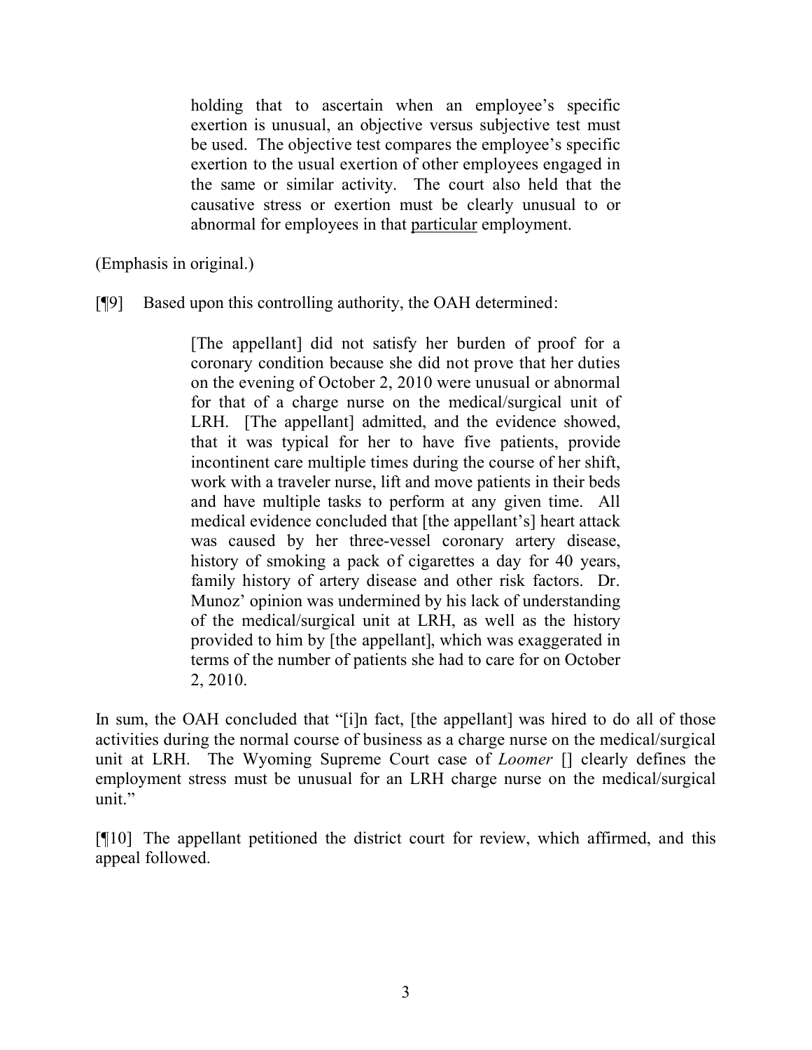> holding that to ascertain when an employee's specific exertion is unusual, an objective versus subjective test must be used. The objective test compares the employee's specific exertion to the usual exertion of other employees engaged in the same or similar activity. The court also held that the causative stress or exertion must be clearly unusual to or abnormal for employees in that <u>particular</u> employment.

(Emphasis in original.)

[¶9] Based upon this controlling authority, the OAH determined:

> [The appellant] did not satisfy her burden of proof for a coronary condition because she did not prove that her duties on the evening of October 2, 2010 were unusual or abnormal for that of a charge nurse on the medical/surgical unit of LRH. [The appellant] admitted, and the evidence showed, that it was typical for her to have five patients, provide incontinent care multiple times during the course of her shift, work with a traveler nurse, lift and move patients in their beds and have multiple tasks to perform at any given time. All medical evidence concluded that [the appellant's] heart attack was caused by her three-vessel coronary artery disease, history of smoking a pack of cigarettes a day for 40 years, family history of artery disease and other risk factors. Dr. Munoz' opinion was undermined by his lack of understanding of the medical/surgical unit at LRH, as well as the history provided to him by [the appellant], which was exaggerated in terms of the number of patients she had to care for on October 2, 2010.

In sum, the OAH concluded that "[i]n fact, [the appellant] was hired to do all of those activities during the normal course of business as a charge nurse on the medical/surgical unit at LRH. The Wyoming Supreme Court case of *Loomer* [] clearly defines the employment stress must be unusual for an LRH charge nurse on the medical/surgical unit."

[¶10] The appellant petitioned the district court for review, which affirmed, and this appeal followed.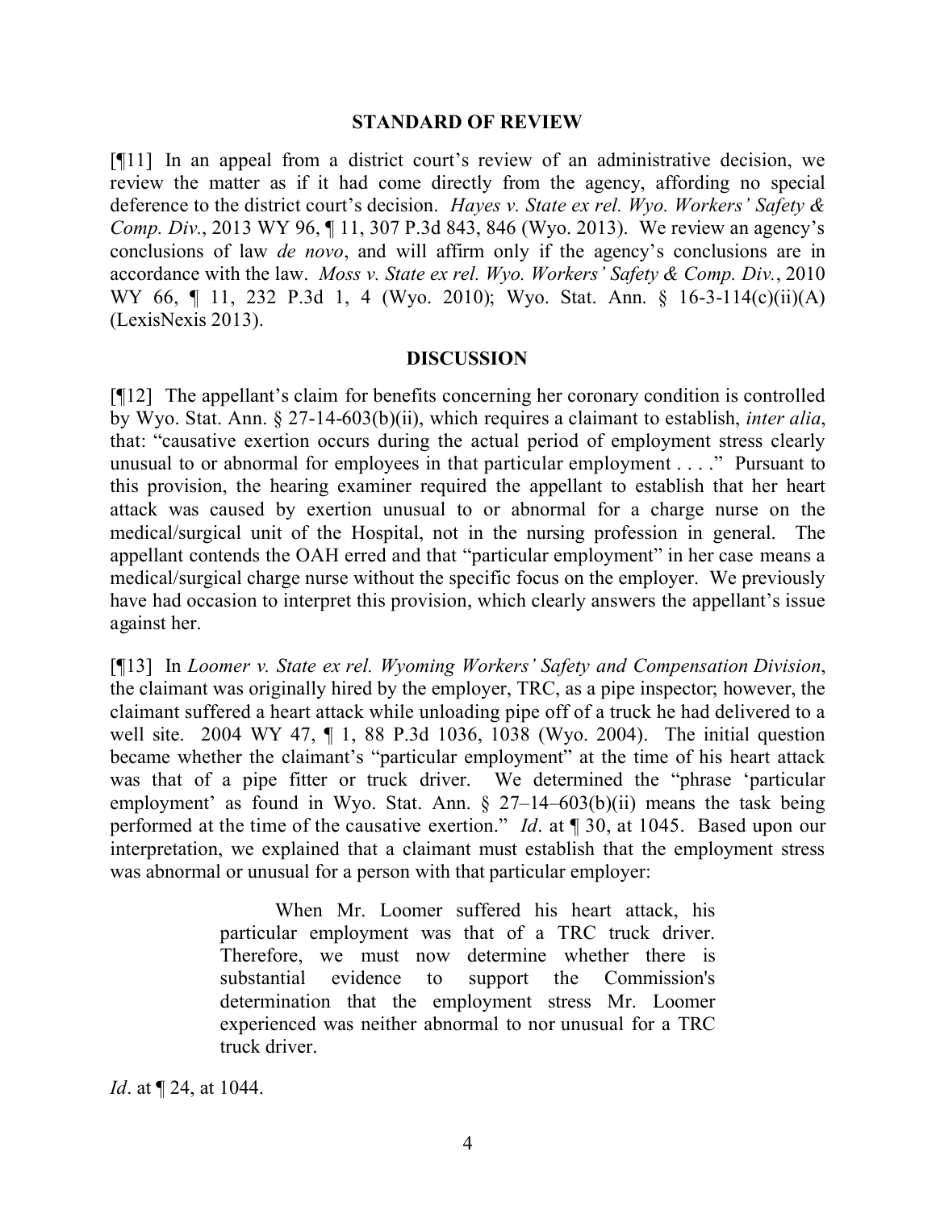## STANDARD OF REVIEW

[¶11] In an appeal from a district court's review of an administrative decision, we review the matter as if it had come directly from the agency, affording no special deference to the district court's decision. *Hayes v. State ex rel. Wyo. Workers' Safety & Comp. Div.*, 2013 WY 96, ¶ 11, 307 P.3d 843, 846 (Wyo. 2013). We review an agency's conclusions of law *de novo*, and will affirm only if the agency's conclusions are in accordance with the law. *Moss v. State ex rel. Wyo. Workers' Safety & Comp. Div.*, 2010 WY 66, ¶ 11, 232 P.3d 1, 4 (Wyo. 2010); Wyo. Stat. Ann. § 16-3-114(c)(ii)(A) (LexisNexis 2013).

## DISCUSSION

[¶12] The appellant's claim for benefits concerning her coronary condition is controlled by Wyo. Stat. Ann. § 27-14-603(b)(ii), which requires a claimant to establish, *inter alia*, that: "causative exertion occurs during the actual period of employment stress clearly unusual to or abnormal for employees in that particular employment . . . ." Pursuant to this provision, the hearing examiner required the appellant to establish that her heart attack was caused by exertion unusual to or abnormal for a charge nurse on the medical/surgical unit of the Hospital, not in the nursing profession in general. The appellant contends the OAH erred and that "particular employment" in her case means a medical/surgical charge nurse without the specific focus on the employer. We previously have had occasion to interpret this provision, which clearly answers the appellant's issue against her.

[¶13] In *Loomer v. State ex rel. Wyoming Workers' Safety and Compensation Division*, the claimant was originally hired by the employer, TRC, as a pipe inspector; however, the claimant suffered a heart attack while unloading pipe off of a truck he had delivered to a well site. 2004 WY 47, ¶ 1, 88 P.3d 1036, 1038 (Wyo. 2004). The initial question became whether the claimant's "particular employment" at the time of his heart attack was that of a pipe fitter or truck driver. We determined the "phrase 'particular employment' as found in Wyo. Stat. Ann. § 27–14–603(b)(ii) means the task being performed at the time of the causative exertion." *Id*. at ¶ 30, at 1045. Based upon our interpretation, we explained that a claimant must establish that the employment stress was abnormal or unusual for a person with that particular employer:

> When Mr. Loomer suffered his heart attack, his particular employment was that of a TRC truck driver. Therefore, we must now determine whether there is substantial evidence to support the Commission's determination that the employment stress Mr. Loomer experienced was neither abnormal to nor unusual for a TRC truck driver.

*Id*. at ¶ 24, at 1044.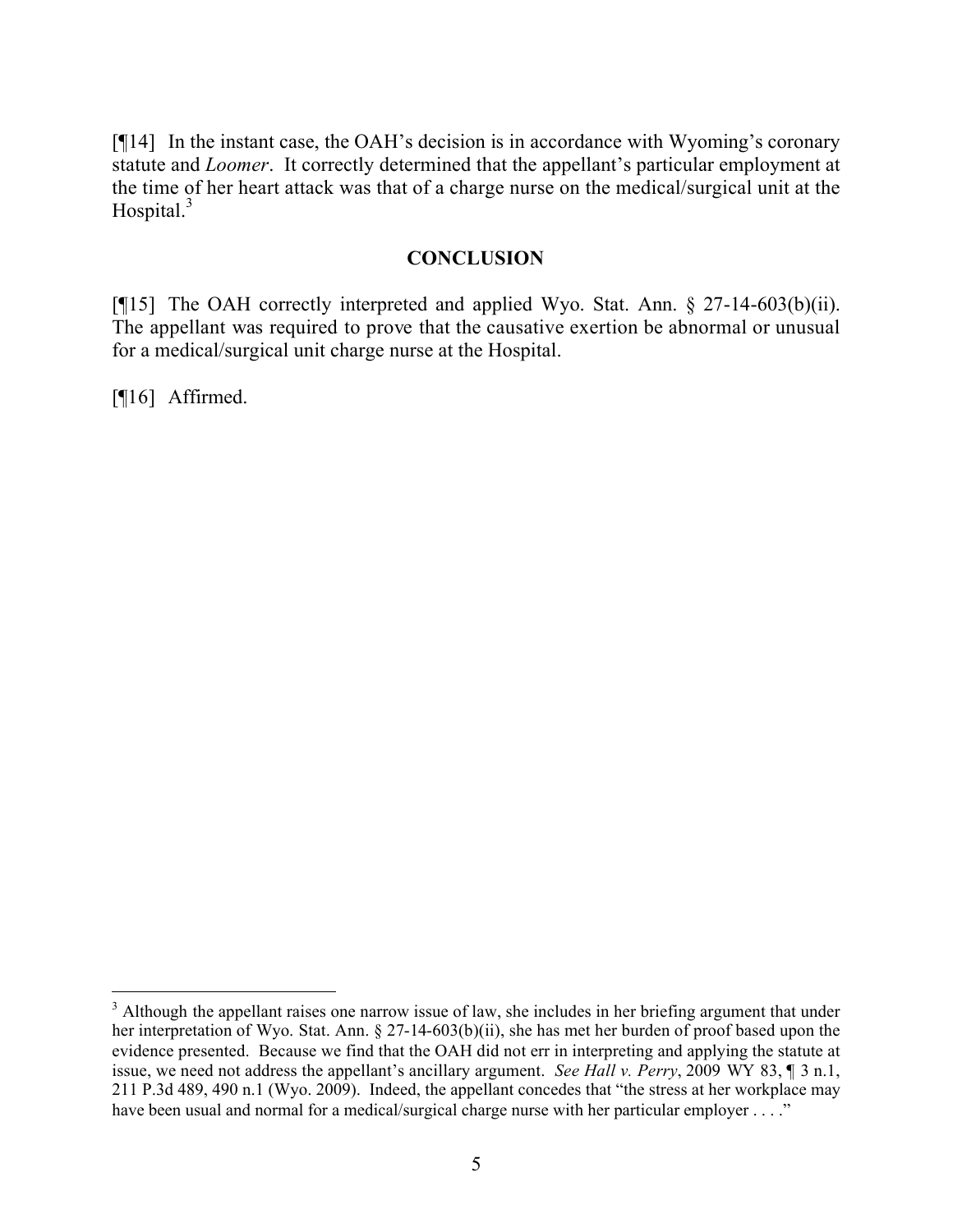[¶14] In the instant case, the OAH's decision is in accordance with Wyoming's coronary statute and *Loomer*. It correctly determined that the appellant's particular employment at the time of her heart attack was that of a charge nurse on the medical/surgical unit at the Hospital.[3]

## CONCLUSION

[¶15] The OAH correctly interpreted and applied Wyo. Stat. Ann. § 27-14-603(b)(ii). The appellant was required to prove that the causative exertion be abnormal or unusual for a medical/surgical unit charge nurse at the Hospital.

[¶16] Affirmed.

---

[3] Although the appellant raises one narrow issue of law, she includes in her briefing argument that under her interpretation of Wyo. Stat. Ann. § 27-14-603(b)(ii), she has met her burden of proof based upon the evidence presented. Because we find that the OAH did not err in interpreting and applying the statute at issue, we need not address the appellant's ancillary argument. *See Hall v. Perry*, 2009 WY 83, ¶ 3 n.1, 211 P.3d 489, 490 n.1 (Wyo. 2009). Indeed, the appellant concedes that "the stress at her workplace may have been usual and normal for a medical/surgical charge nurse with her particular employer . . . ."